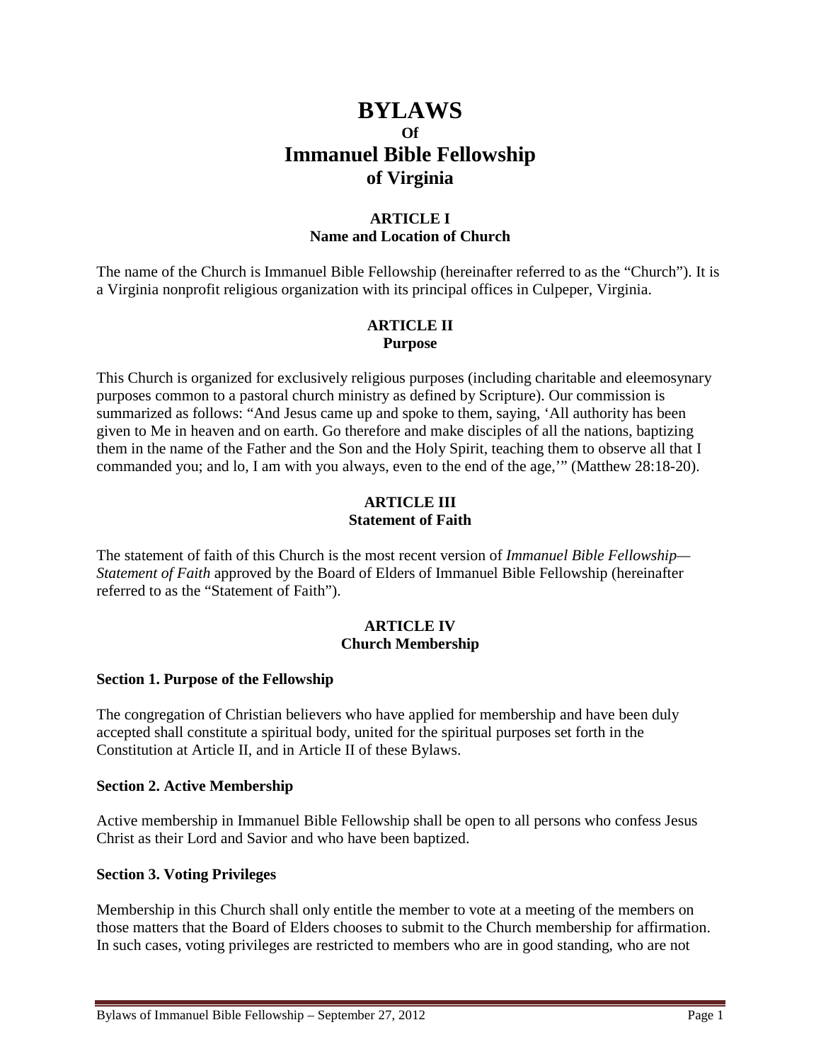# BYLAWS
## Of
# Immanuel Bible Fellowship
## of Virginia

### ARTICLE I
### Name and Location of Church

The name of the Church is Immanuel Bible Fellowship (hereinafter referred to as the "Church"). It is a Virginia nonprofit religious organization with its principal offices in Culpeper, Virginia.

### ARTICLE II
### Purpose

This Church is organized for exclusively religious purposes (including charitable and eleemosynary purposes common to a pastoral church ministry as defined by Scripture). Our commission is summarized as follows: "And Jesus came up and spoke to them, saying, 'All authority has been given to Me in heaven and on earth. Go therefore and make disciples of all the nations, baptizing them in the name of the Father and the Son and the Holy Spirit, teaching them to observe all that I commanded you; and lo, I am with you always, even to the end of the age,'" (Matthew 28:18-20).

### ARTICLE III
### Statement of Faith

The statement of faith of this Church is the most recent version of *Immanuel Bible Fellowship—Statement of Faith* approved by the Board of Elders of Immanuel Bible Fellowship (hereinafter referred to as the "Statement of Faith").

### ARTICLE IV
### Church Membership

**Section 1. Purpose of the Fellowship**

The congregation of Christian believers who have applied for membership and have been duly accepted shall constitute a spiritual body, united for the spiritual purposes set forth in the Constitution at Article II, and in Article II of these Bylaws.

**Section 2. Active Membership**

Active membership in Immanuel Bible Fellowship shall be open to all persons who confess Jesus Christ as their Lord and Savior and who have been baptized.

**Section 3. Voting Privileges**

Membership in this Church shall only entitle the member to vote at a meeting of the members on those matters that the Board of Elders chooses to submit to the Church membership for affirmation. In such cases, voting privileges are restricted to members who are in good standing, who are not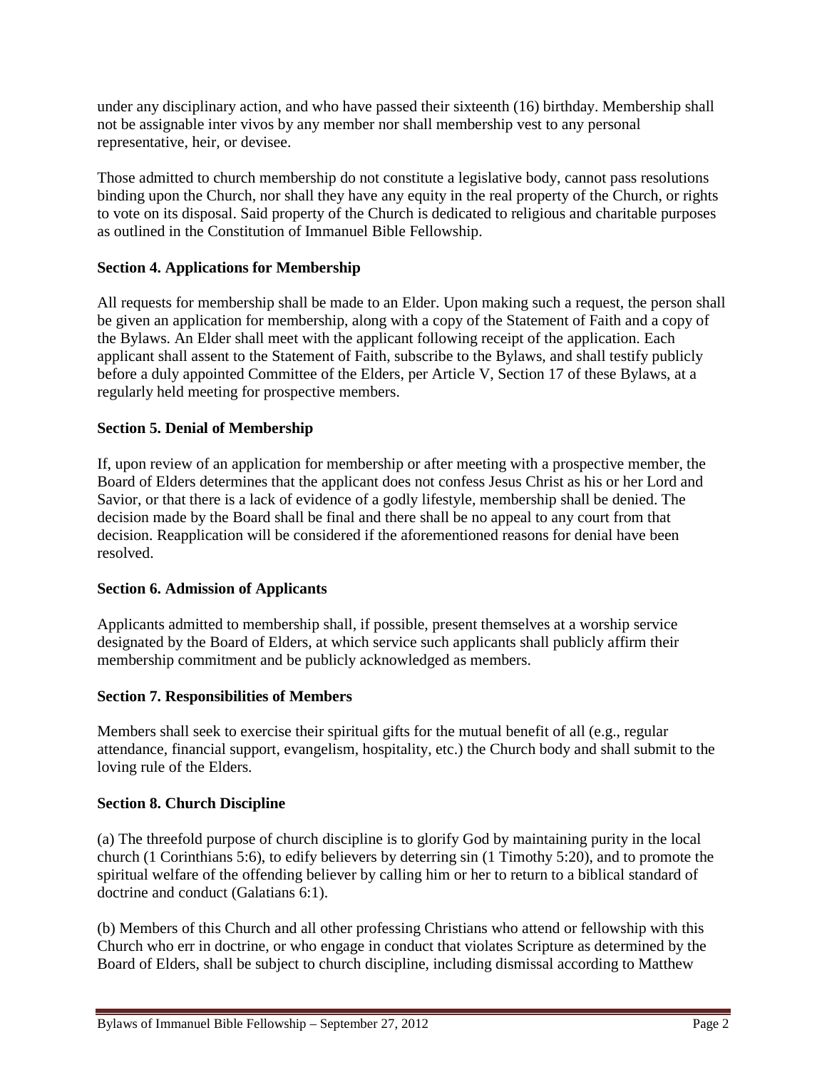under any disciplinary action, and who have passed their sixteenth (16) birthday. Membership shall not be assignable inter vivos by any member nor shall membership vest to any personal representative, heir, or devisee.

Those admitted to church membership do not constitute a legislative body, cannot pass resolutions binding upon the Church, nor shall they have any equity in the real property of the Church, or rights to vote on its disposal. Said property of the Church is dedicated to religious and charitable purposes as outlined in the Constitution of Immanuel Bible Fellowship.

**Section 4. Applications for Membership**

All requests for membership shall be made to an Elder. Upon making such a request, the person shall be given an application for membership, along with a copy of the Statement of Faith and a copy of the Bylaws. An Elder shall meet with the applicant following receipt of the application. Each applicant shall assent to the Statement of Faith, subscribe to the Bylaws, and shall testify publicly before a duly appointed Committee of the Elders, per Article V, Section 17 of these Bylaws, at a regularly held meeting for prospective members.

**Section 5. Denial of Membership**

If, upon review of an application for membership or after meeting with a prospective member, the Board of Elders determines that the applicant does not confess Jesus Christ as his or her Lord and Savior, or that there is a lack of evidence of a godly lifestyle, membership shall be denied. The decision made by the Board shall be final and there shall be no appeal to any court from that decision. Reapplication will be considered if the aforementioned reasons for denial have been resolved.

**Section 6. Admission of Applicants**

Applicants admitted to membership shall, if possible, present themselves at a worship service designated by the Board of Elders, at which service such applicants shall publicly affirm their membership commitment and be publicly acknowledged as members.

**Section 7. Responsibilities of Members**

Members shall seek to exercise their spiritual gifts for the mutual benefit of all (e.g., regular attendance, financial support, evangelism, hospitality, etc.) the Church body and shall submit to the loving rule of the Elders.

**Section 8. Church Discipline**

(a) The threefold purpose of church discipline is to glorify God by maintaining purity in the local church (1 Corinthians 5:6), to edify believers by deterring sin (1 Timothy 5:20), and to promote the spiritual welfare of the offending believer by calling him or her to return to a biblical standard of doctrine and conduct (Galatians 6:1).

(b) Members of this Church and all other professing Christians who attend or fellowship with this Church who err in doctrine, or who engage in conduct that violates Scripture as determined by the Board of Elders, shall be subject to church discipline, including dismissal according to Matthew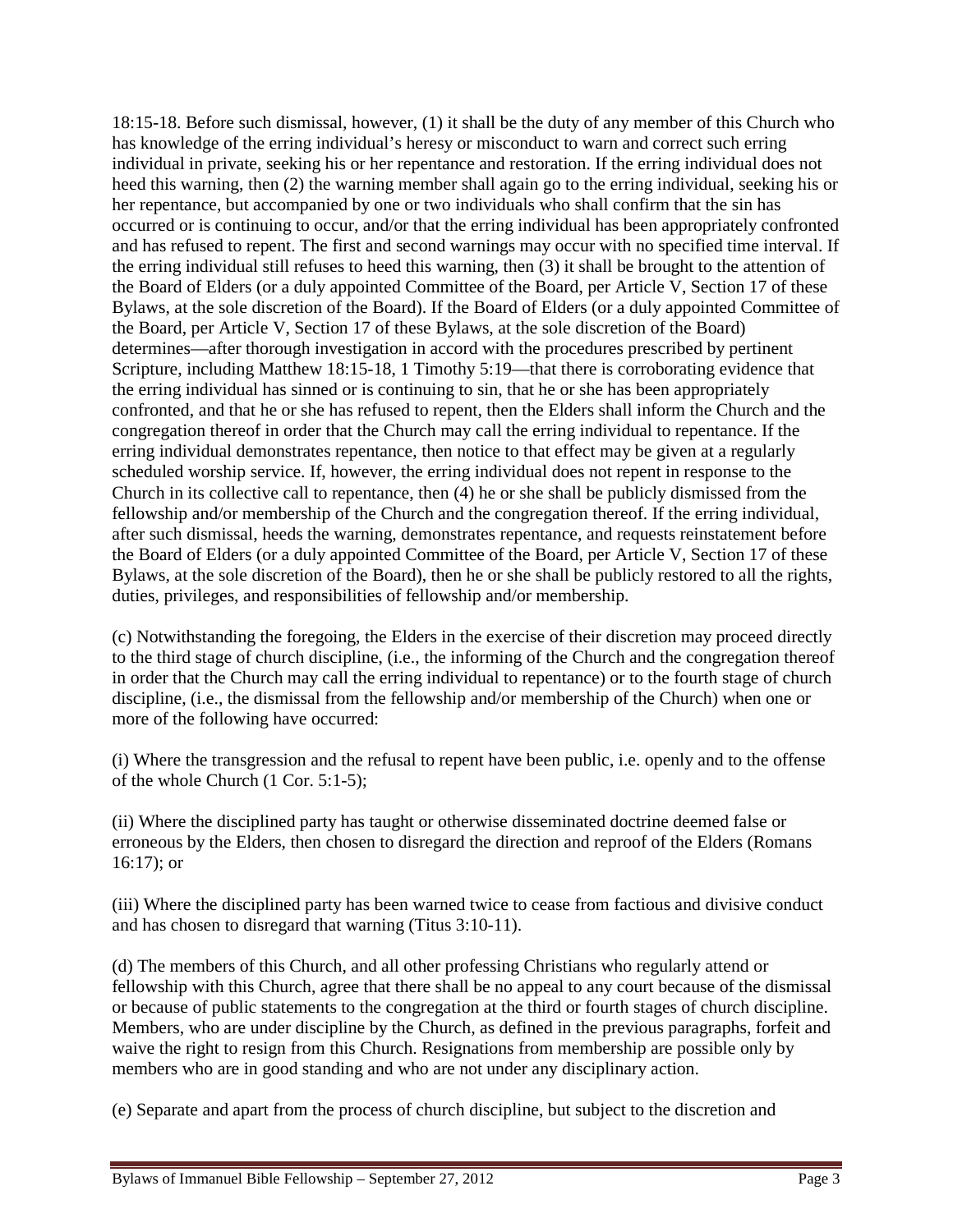18:15-18. Before such dismissal, however, (1) it shall be the duty of any member of this Church who has knowledge of the erring individual's heresy or misconduct to warn and correct such erring individual in private, seeking his or her repentance and restoration. If the erring individual does not heed this warning, then (2) the warning member shall again go to the erring individual, seeking his or her repentance, but accompanied by one or two individuals who shall confirm that the sin has occurred or is continuing to occur, and/or that the erring individual has been appropriately confronted and has refused to repent. The first and second warnings may occur with no specified time interval. If the erring individual still refuses to heed this warning, then (3) it shall be brought to the attention of the Board of Elders (or a duly appointed Committee of the Board, per Article V, Section 17 of these Bylaws, at the sole discretion of the Board). If the Board of Elders (or a duly appointed Committee of the Board, per Article V, Section 17 of these Bylaws, at the sole discretion of the Board) determines—after thorough investigation in accord with the procedures prescribed by pertinent Scripture, including Matthew 18:15-18, 1 Timothy 5:19—that there is corroborating evidence that the erring individual has sinned or is continuing to sin, that he or she has been appropriately confronted, and that he or she has refused to repent, then the Elders shall inform the Church and the congregation thereof in order that the Church may call the erring individual to repentance. If the erring individual demonstrates repentance, then notice to that effect may be given at a regularly scheduled worship service. If, however, the erring individual does not repent in response to the Church in its collective call to repentance, then (4) he or she shall be publicly dismissed from the fellowship and/or membership of the Church and the congregation thereof. If the erring individual, after such dismissal, heeds the warning, demonstrates repentance, and requests reinstatement before the Board of Elders (or a duly appointed Committee of the Board, per Article V, Section 17 of these Bylaws, at the sole discretion of the Board), then he or she shall be publicly restored to all the rights, duties, privileges, and responsibilities of fellowship and/or membership.

(c) Notwithstanding the foregoing, the Elders in the exercise of their discretion may proceed directly to the third stage of church discipline, (i.e., the informing of the Church and the congregation thereof in order that the Church may call the erring individual to repentance) or to the fourth stage of church discipline, (i.e., the dismissal from the fellowship and/or membership of the Church) when one or more of the following have occurred:

(i) Where the transgression and the refusal to repent have been public, i.e. openly and to the offense of the whole Church (1 Cor. 5:1-5);

(ii) Where the disciplined party has taught or otherwise disseminated doctrine deemed false or erroneous by the Elders, then chosen to disregard the direction and reproof of the Elders (Romans 16:17); or

(iii) Where the disciplined party has been warned twice to cease from factious and divisive conduct and has chosen to disregard that warning (Titus 3:10-11).

(d) The members of this Church, and all other professing Christians who regularly attend or fellowship with this Church, agree that there shall be no appeal to any court because of the dismissal or because of public statements to the congregation at the third or fourth stages of church discipline. Members, who are under discipline by the Church, as defined in the previous paragraphs, forfeit and waive the right to resign from this Church. Resignations from membership are possible only by members who are in good standing and who are not under any disciplinary action.

(e) Separate and apart from the process of church discipline, but subject to the discretion and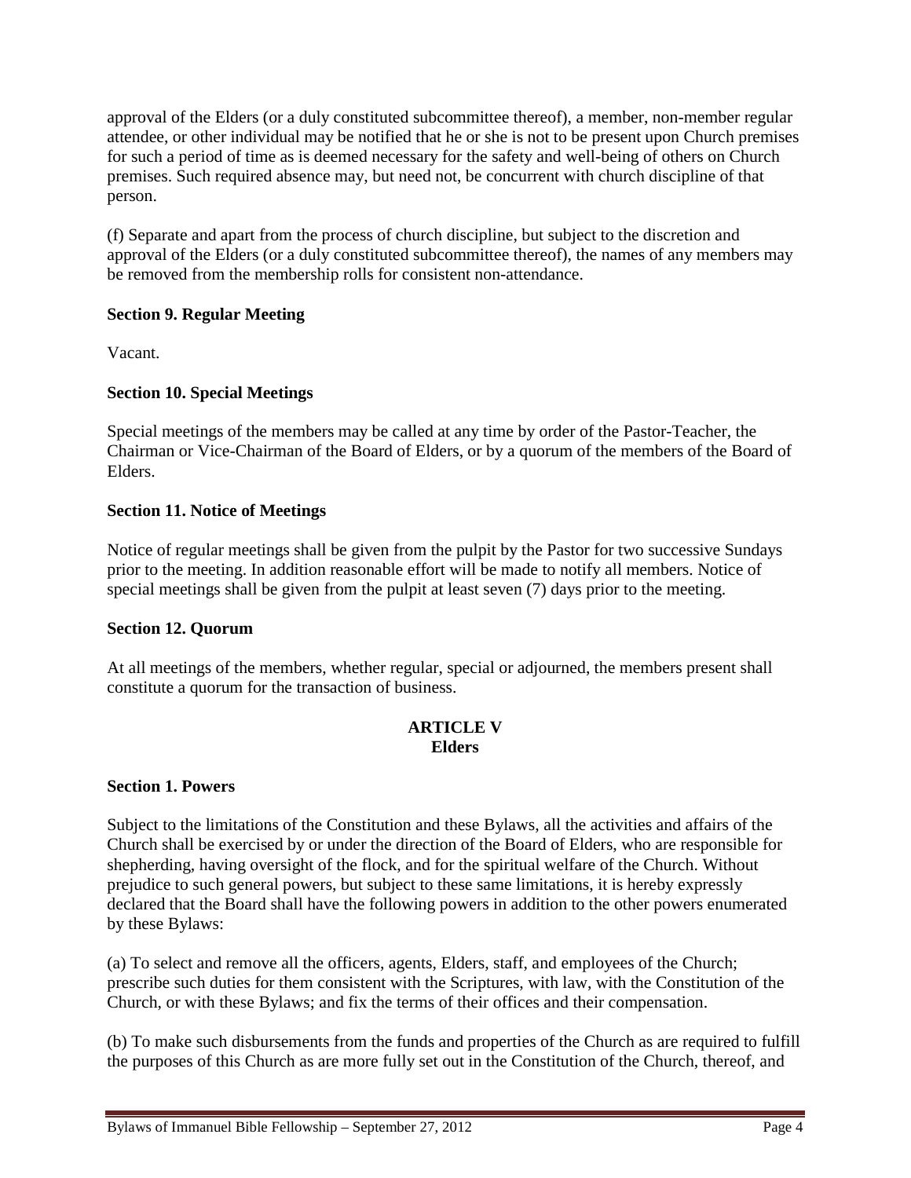approval of the Elders (or a duly constituted subcommittee thereof), a member, non-member regular attendee, or other individual may be notified that he or she is not to be present upon Church premises for such a period of time as is deemed necessary for the safety and well-being of others on Church premises. Such required absence may, but need not, be concurrent with church discipline of that person.

(f) Separate and apart from the process of church discipline, but subject to the discretion and approval of the Elders (or a duly constituted subcommittee thereof), the names of any members may be removed from the membership rolls for consistent non-attendance.

**Section 9. Regular Meeting**

Vacant.

**Section 10. Special Meetings**

Special meetings of the members may be called at any time by order of the Pastor-Teacher, the Chairman or Vice-Chairman of the Board of Elders, or by a quorum of the members of the Board of Elders.

**Section 11. Notice of Meetings**

Notice of regular meetings shall be given from the pulpit by the Pastor for two successive Sundays prior to the meeting. In addition reasonable effort will be made to notify all members. Notice of special meetings shall be given from the pulpit at least seven (7) days prior to the meeting.

**Section 12. Quorum**

At all meetings of the members, whether regular, special or adjourned, the members present shall constitute a quorum for the transaction of business.

## ARTICLE V
## Elders

**Section 1. Powers**

Subject to the limitations of the Constitution and these Bylaws, all the activities and affairs of the Church shall be exercised by or under the direction of the Board of Elders, who are responsible for shepherding, having oversight of the flock, and for the spiritual welfare of the Church. Without prejudice to such general powers, but subject to these same limitations, it is hereby expressly declared that the Board shall have the following powers in addition to the other powers enumerated by these Bylaws:

(a) To select and remove all the officers, agents, Elders, staff, and employees of the Church; prescribe such duties for them consistent with the Scriptures, with law, with the Constitution of the Church, or with these Bylaws; and fix the terms of their offices and their compensation.

(b) To make such disbursements from the funds and properties of the Church as are required to fulfill the purposes of this Church as are more fully set out in the Constitution of the Church, thereof, and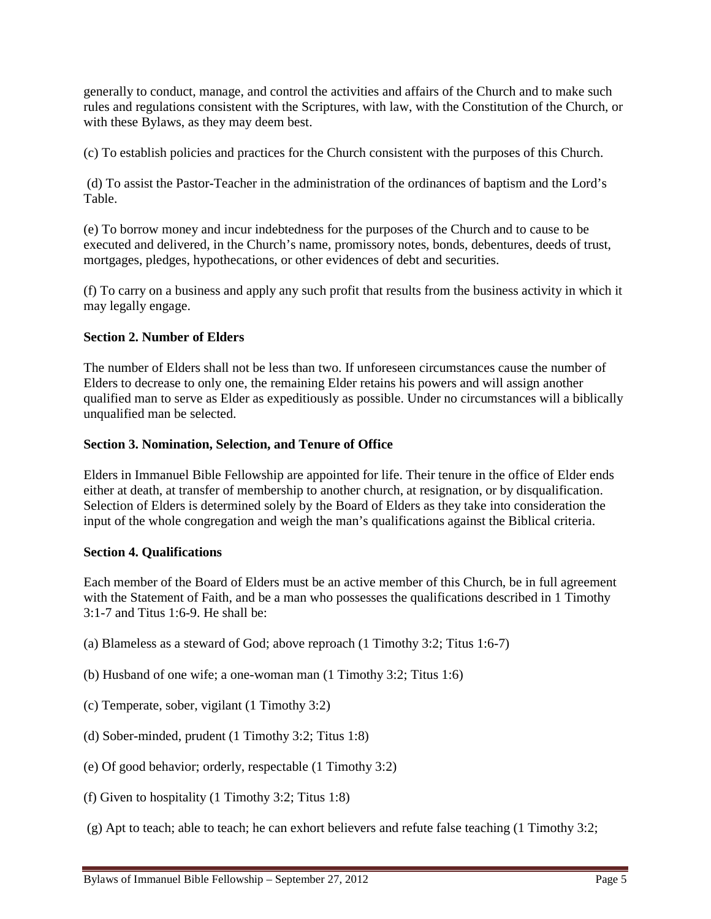generally to conduct, manage, and control the activities and affairs of the Church and to make such rules and regulations consistent with the Scriptures, with law, with the Constitution of the Church, or with these Bylaws, as they may deem best.

(c) To establish policies and practices for the Church consistent with the purposes of this Church.

(d) To assist the Pastor-Teacher in the administration of the ordinances of baptism and the Lord's Table.

(e) To borrow money and incur indebtedness for the purposes of the Church and to cause to be executed and delivered, in the Church's name, promissory notes, bonds, debentures, deeds of trust, mortgages, pledges, hypothecations, or other evidences of debt and securities.

(f) To carry on a business and apply any such profit that results from the business activity in which it may legally engage.

**Section 2. Number of Elders**

The number of Elders shall not be less than two. If unforeseen circumstances cause the number of Elders to decrease to only one, the remaining Elder retains his powers and will assign another qualified man to serve as Elder as expeditiously as possible. Under no circumstances will a biblically unqualified man be selected.

**Section 3. Nomination, Selection, and Tenure of Office**

Elders in Immanuel Bible Fellowship are appointed for life. Their tenure in the office of Elder ends either at death, at transfer of membership to another church, at resignation, or by disqualification. Selection of Elders is determined solely by the Board of Elders as they take into consideration the input of the whole congregation and weigh the man's qualifications against the Biblical criteria.

**Section 4. Qualifications**

Each member of the Board of Elders must be an active member of this Church, be in full agreement with the Statement of Faith, and be a man who possesses the qualifications described in 1 Timothy 3:1-7 and Titus 1:6-9. He shall be:

(a) Blameless as a steward of God; above reproach (1 Timothy 3:2; Titus 1:6-7)

(b) Husband of one wife; a one-woman man (1 Timothy 3:2; Titus 1:6)

(c) Temperate, sober, vigilant (1 Timothy 3:2)

(d) Sober-minded, prudent (1 Timothy 3:2; Titus 1:8)

(e) Of good behavior; orderly, respectable (1 Timothy 3:2)

(f) Given to hospitality (1 Timothy 3:2; Titus 1:8)

(g) Apt to teach; able to teach; he can exhort believers and refute false teaching (1 Timothy 3:2;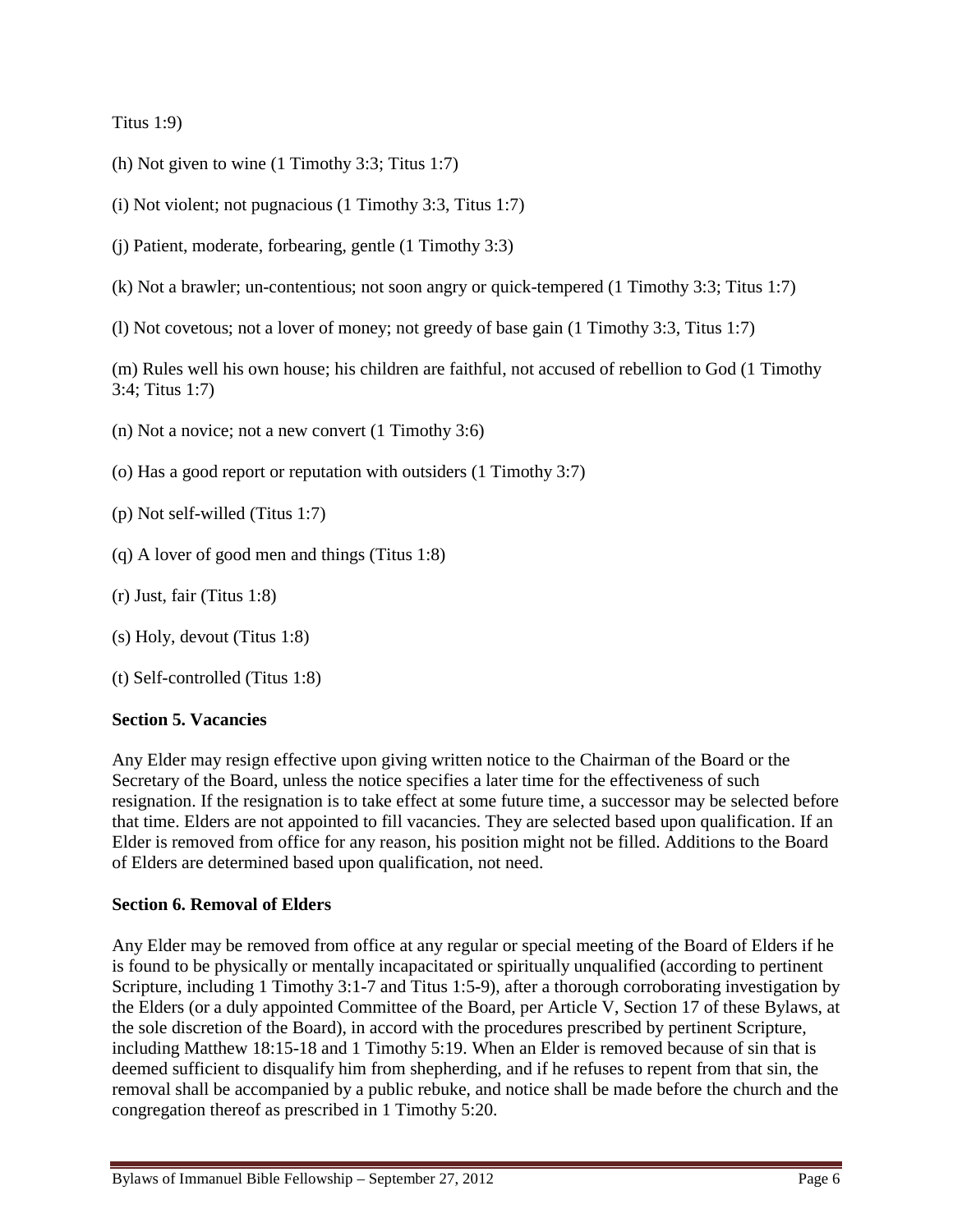Titus 1:9)

(h) Not given to wine (1 Timothy 3:3; Titus 1:7)

(i) Not violent; not pugnacious (1 Timothy 3:3, Titus 1:7)

(j) Patient, moderate, forbearing, gentle (1 Timothy 3:3)

(k) Not a brawler; un-contentious; not soon angry or quick-tempered (1 Timothy 3:3; Titus 1:7)

(l) Not covetous; not a lover of money; not greedy of base gain (1 Timothy 3:3, Titus 1:7)

(m) Rules well his own house; his children are faithful, not accused of rebellion to God (1 Timothy 3:4; Titus 1:7)

(n) Not a novice; not a new convert (1 Timothy 3:6)

(o) Has a good report or reputation with outsiders (1 Timothy 3:7)

(p) Not self-willed (Titus 1:7)

(q) A lover of good men and things (Titus 1:8)

(r) Just, fair (Titus 1:8)

(s) Holy, devout (Titus 1:8)

(t) Self-controlled (Titus 1:8)

**Section 5. Vacancies**

Any Elder may resign effective upon giving written notice to the Chairman of the Board or the Secretary of the Board, unless the notice specifies a later time for the effectiveness of such resignation. If the resignation is to take effect at some future time, a successor may be selected before that time. Elders are not appointed to fill vacancies. They are selected based upon qualification. If an Elder is removed from office for any reason, his position might not be filled. Additions to the Board of Elders are determined based upon qualification, not need.

**Section 6. Removal of Elders**

Any Elder may be removed from office at any regular or special meeting of the Board of Elders if he is found to be physically or mentally incapacitated or spiritually unqualified (according to pertinent Scripture, including 1 Timothy 3:1-7 and Titus 1:5-9), after a thorough corroborating investigation by the Elders (or a duly appointed Committee of the Board, per Article V, Section 17 of these Bylaws, at the sole discretion of the Board), in accord with the procedures prescribed by pertinent Scripture, including Matthew 18:15-18 and 1 Timothy 5:19. When an Elder is removed because of sin that is deemed sufficient to disqualify him from shepherding, and if he refuses to repent from that sin, the removal shall be accompanied by a public rebuke, and notice shall be made before the church and the congregation thereof as prescribed in 1 Timothy 5:20.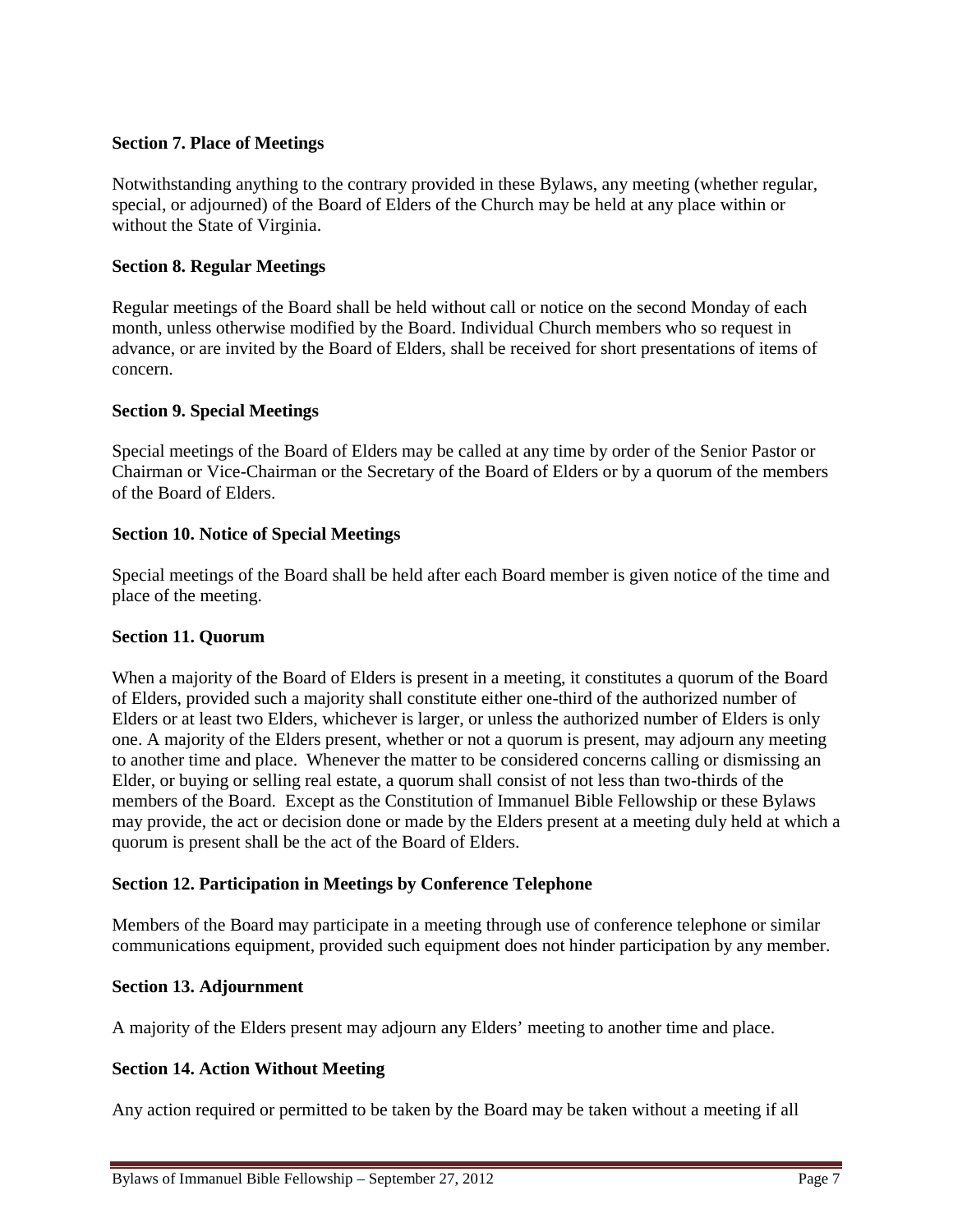**Section 7. Place of Meetings**

Notwithstanding anything to the contrary provided in these Bylaws, any meeting (whether regular, special, or adjourned) of the Board of Elders of the Church may be held at any place within or without the State of Virginia.

**Section 8. Regular Meetings**

Regular meetings of the Board shall be held without call or notice on the second Monday of each month, unless otherwise modified by the Board. Individual Church members who so request in advance, or are invited by the Board of Elders, shall be received for short presentations of items of concern.

**Section 9. Special Meetings**

Special meetings of the Board of Elders may be called at any time by order of the Senior Pastor or Chairman or Vice-Chairman or the Secretary of the Board of Elders or by a quorum of the members of the Board of Elders.

**Section 10. Notice of Special Meetings**

Special meetings of the Board shall be held after each Board member is given notice of the time and place of the meeting.

**Section 11. Quorum**

When a majority of the Board of Elders is present in a meeting, it constitutes a quorum of the Board of Elders, provided such a majority shall constitute either one-third of the authorized number of Elders or at least two Elders, whichever is larger, or unless the authorized number of Elders is only one. A majority of the Elders present, whether or not a quorum is present, may adjourn any meeting to another time and place. Whenever the matter to be considered concerns calling or dismissing an Elder, or buying or selling real estate, a quorum shall consist of not less than two-thirds of the members of the Board. Except as the Constitution of Immanuel Bible Fellowship or these Bylaws may provide, the act or decision done or made by the Elders present at a meeting duly held at which a quorum is present shall be the act of the Board of Elders.

**Section 12. Participation in Meetings by Conference Telephone**

Members of the Board may participate in a meeting through use of conference telephone or similar communications equipment, provided such equipment does not hinder participation by any member.

**Section 13. Adjournment**

A majority of the Elders present may adjourn any Elders' meeting to another time and place.

**Section 14. Action Without Meeting**

Any action required or permitted to be taken by the Board may be taken without a meeting if all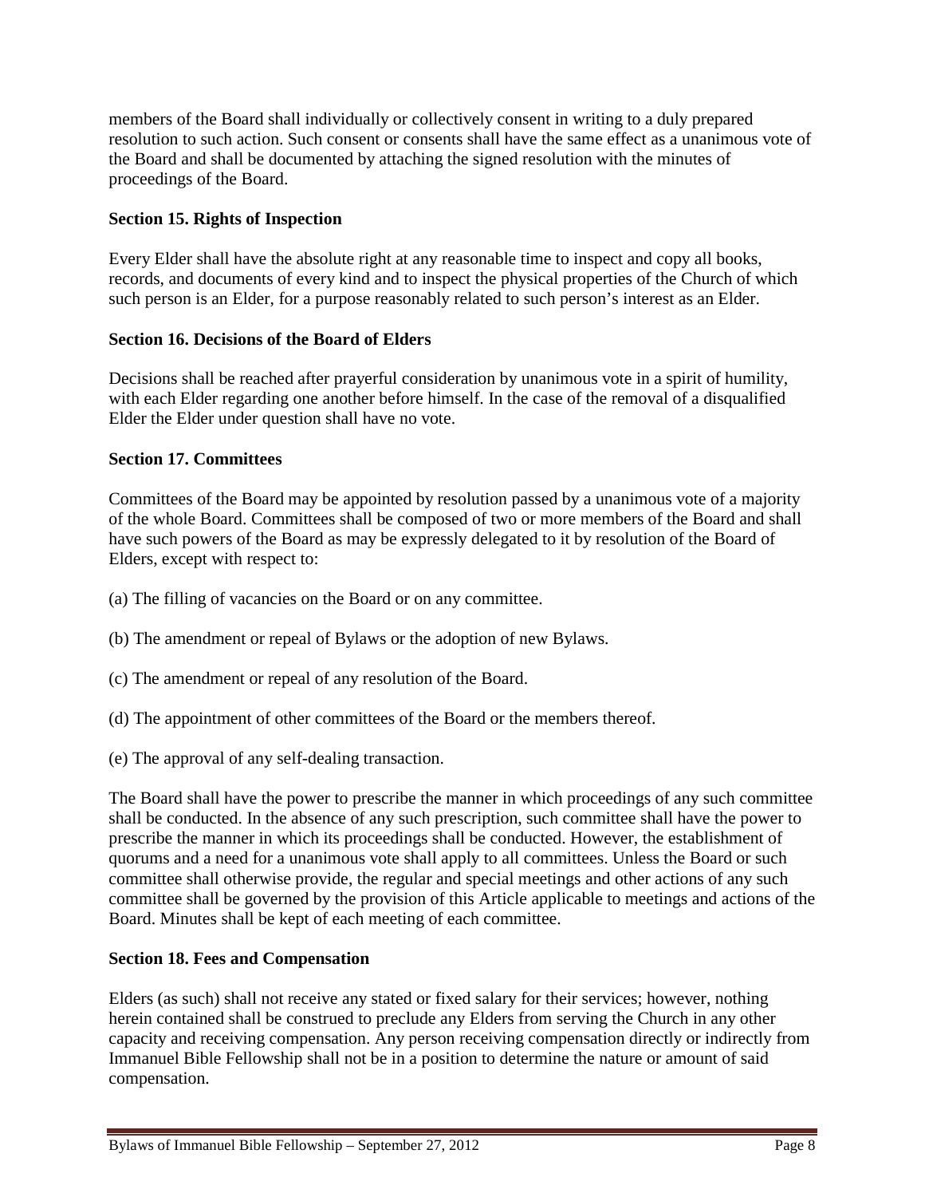members of the Board shall individually or collectively consent in writing to a duly prepared resolution to such action. Such consent or consents shall have the same effect as a unanimous vote of the Board and shall be documented by attaching the signed resolution with the minutes of proceedings of the Board.

**Section 15. Rights of Inspection**

Every Elder shall have the absolute right at any reasonable time to inspect and copy all books, records, and documents of every kind and to inspect the physical properties of the Church of which such person is an Elder, for a purpose reasonably related to such person's interest as an Elder.

**Section 16. Decisions of the Board of Elders**

Decisions shall be reached after prayerful consideration by unanimous vote in a spirit of humility, with each Elder regarding one another before himself. In the case of the removal of a disqualified Elder the Elder under question shall have no vote.

**Section 17. Committees**

Committees of the Board may be appointed by resolution passed by a unanimous vote of a majority of the whole Board. Committees shall be composed of two or more members of the Board and shall have such powers of the Board as may be expressly delegated to it by resolution of the Board of Elders, except with respect to:

(a) The filling of vacancies on the Board or on any committee.

(b) The amendment or repeal of Bylaws or the adoption of new Bylaws.

(c) The amendment or repeal of any resolution of the Board.

(d) The appointment of other committees of the Board or the members thereof.

(e) The approval of any self-dealing transaction.

The Board shall have the power to prescribe the manner in which proceedings of any such committee shall be conducted. In the absence of any such prescription, such committee shall have the power to prescribe the manner in which its proceedings shall be conducted. However, the establishment of quorums and a need for a unanimous vote shall apply to all committees. Unless the Board or such committee shall otherwise provide, the regular and special meetings and other actions of any such committee shall be governed by the provision of this Article applicable to meetings and actions of the Board. Minutes shall be kept of each meeting of each committee.

**Section 18. Fees and Compensation**

Elders (as such) shall not receive any stated or fixed salary for their services; however, nothing herein contained shall be construed to preclude any Elders from serving the Church in any other capacity and receiving compensation. Any person receiving compensation directly or indirectly from Immanuel Bible Fellowship shall not be in a position to determine the nature or amount of said compensation.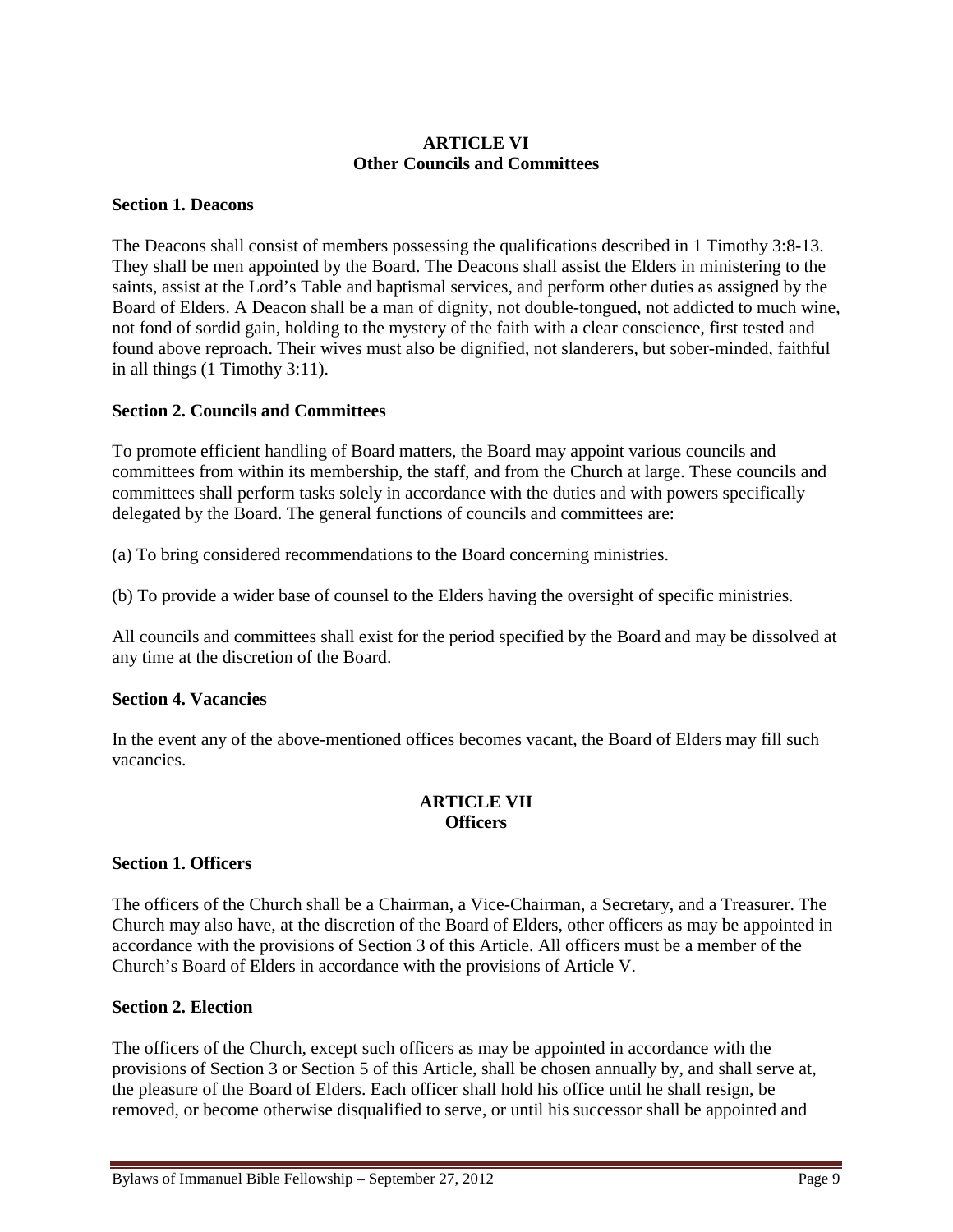## ARTICLE VI
## Other Councils and Committees

**Section 1. Deacons**

The Deacons shall consist of members possessing the qualifications described in 1 Timothy 3:8-13. They shall be men appointed by the Board. The Deacons shall assist the Elders in ministering to the saints, assist at the Lord's Table and baptismal services, and perform other duties as assigned by the Board of Elders. A Deacon shall be a man of dignity, not double-tongued, not addicted to much wine, not fond of sordid gain, holding to the mystery of the faith with a clear conscience, first tested and found above reproach. Their wives must also be dignified, not slanderers, but sober-minded, faithful in all things (1 Timothy 3:11).

**Section 2. Councils and Committees**

To promote efficient handling of Board matters, the Board may appoint various councils and committees from within its membership, the staff, and from the Church at large. These councils and committees shall perform tasks solely in accordance with the duties and with powers specifically delegated by the Board. The general functions of councils and committees are:

(a) To bring considered recommendations to the Board concerning ministries.

(b) To provide a wider base of counsel to the Elders having the oversight of specific ministries.

All councils and committees shall exist for the period specified by the Board and may be dissolved at any time at the discretion of the Board.

**Section 4. Vacancies**

In the event any of the above-mentioned offices becomes vacant, the Board of Elders may fill such vacancies.

## ARTICLE VII
## Officers

**Section 1. Officers**

The officers of the Church shall be a Chairman, a Vice-Chairman, a Secretary, and a Treasurer. The Church may also have, at the discretion of the Board of Elders, other officers as may be appointed in accordance with the provisions of Section 3 of this Article. All officers must be a member of the Church's Board of Elders in accordance with the provisions of Article V.

**Section 2. Election**

The officers of the Church, except such officers as may be appointed in accordance with the provisions of Section 3 or Section 5 of this Article, shall be chosen annually by, and shall serve at, the pleasure of the Board of Elders. Each officer shall hold his office until he shall resign, be removed, or become otherwise disqualified to serve, or until his successor shall be appointed and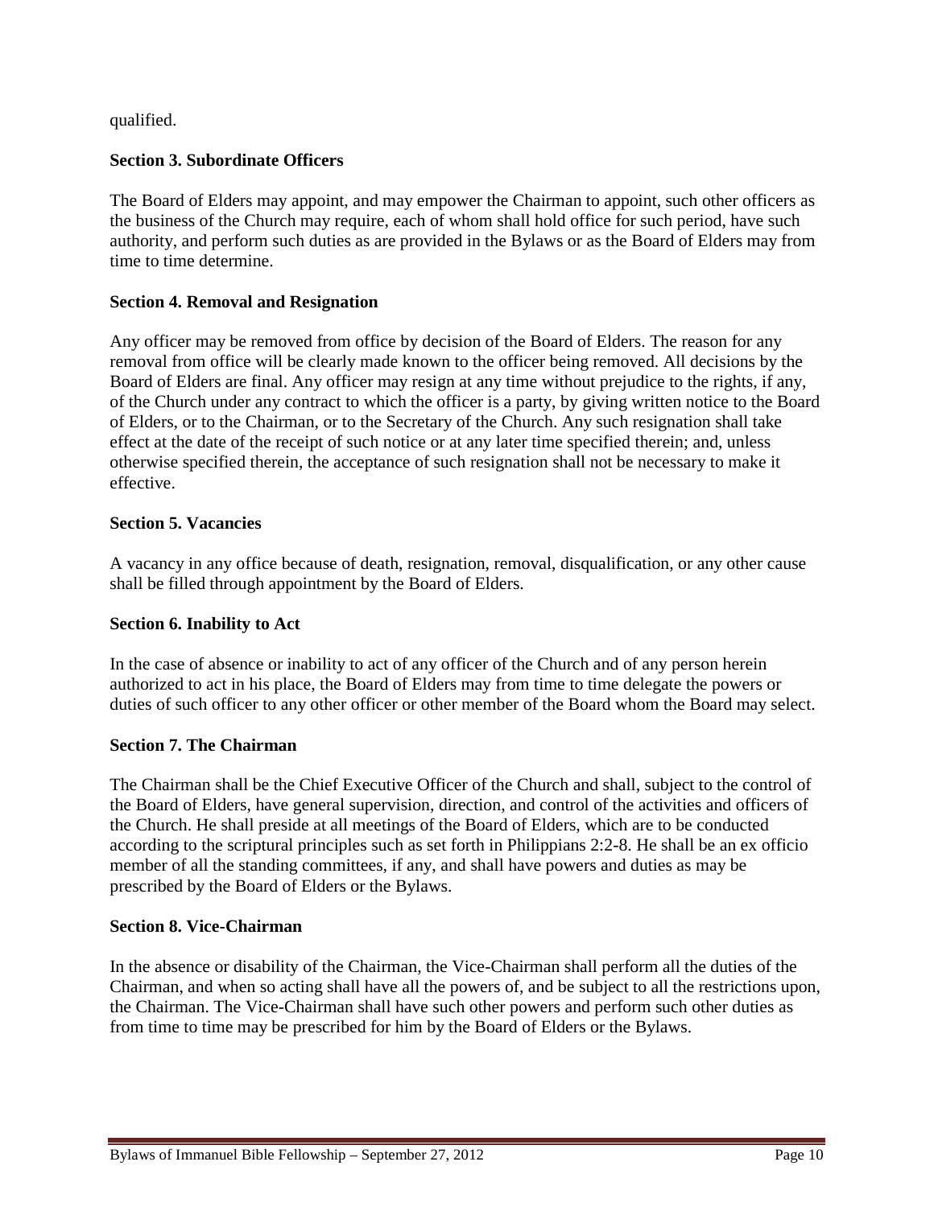qualified.

**Section 3. Subordinate Officers**

The Board of Elders may appoint, and may empower the Chairman to appoint, such other officers as the business of the Church may require, each of whom shall hold office for such period, have such authority, and perform such duties as are provided in the Bylaws or as the Board of Elders may from time to time determine.

**Section 4. Removal and Resignation**

Any officer may be removed from office by decision of the Board of Elders. The reason for any removal from office will be clearly made known to the officer being removed. All decisions by the Board of Elders are final. Any officer may resign at any time without prejudice to the rights, if any, of the Church under any contract to which the officer is a party, by giving written notice to the Board of Elders, or to the Chairman, or to the Secretary of the Church. Any such resignation shall take effect at the date of the receipt of such notice or at any later time specified therein; and, unless otherwise specified therein, the acceptance of such resignation shall not be necessary to make it effective.

**Section 5. Vacancies**

A vacancy in any office because of death, resignation, removal, disqualification, or any other cause shall be filled through appointment by the Board of Elders.

**Section 6. Inability to Act**

In the case of absence or inability to act of any officer of the Church and of any person herein authorized to act in his place, the Board of Elders may from time to time delegate the powers or duties of such officer to any other officer or other member of the Board whom the Board may select.

**Section 7. The Chairman**

The Chairman shall be the Chief Executive Officer of the Church and shall, subject to the control of the Board of Elders, have general supervision, direction, and control of the activities and officers of the Church. He shall preside at all meetings of the Board of Elders, which are to be conducted according to the scriptural principles such as set forth in Philippians 2:2-8. He shall be an ex officio member of all the standing committees, if any, and shall have powers and duties as may be prescribed by the Board of Elders or the Bylaws.

**Section 8. Vice-Chairman**

In the absence or disability of the Chairman, the Vice-Chairman shall perform all the duties of the Chairman, and when so acting shall have all the powers of, and be subject to all the restrictions upon, the Chairman. The Vice-Chairman shall have such other powers and perform such other duties as from time to time may be prescribed for him by the Board of Elders or the Bylaws.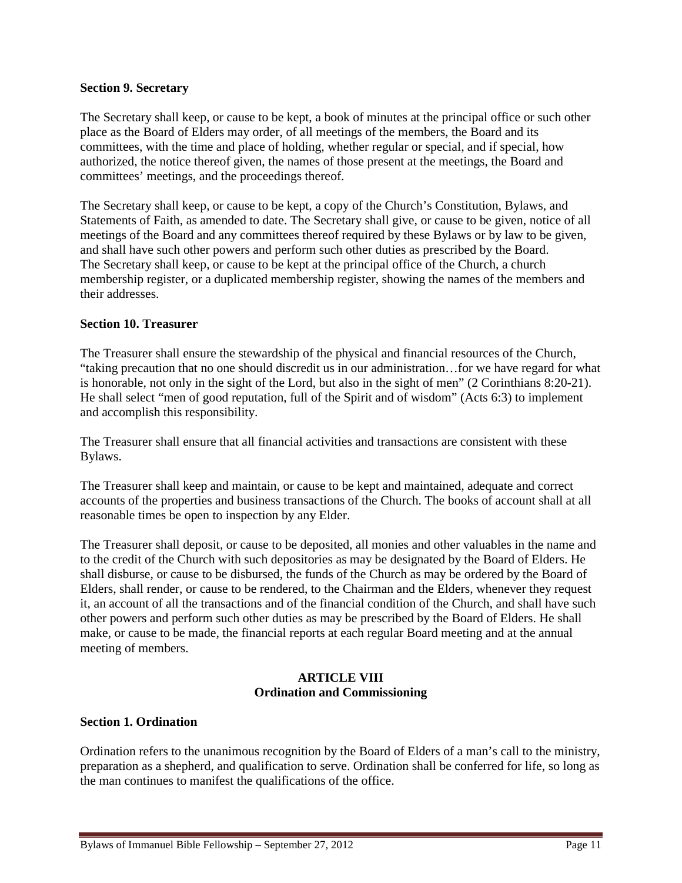**Section 9. Secretary**

The Secretary shall keep, or cause to be kept, a book of minutes at the principal office or such other place as the Board of Elders may order, of all meetings of the members, the Board and its committees, with the time and place of holding, whether regular or special, and if special, how authorized, the notice thereof given, the names of those present at the meetings, the Board and committees' meetings, and the proceedings thereof.

The Secretary shall keep, or cause to be kept, a copy of the Church's Constitution, Bylaws, and Statements of Faith, as amended to date. The Secretary shall give, or cause to be given, notice of all meetings of the Board and any committees thereof required by these Bylaws or by law to be given, and shall have such other powers and perform such other duties as prescribed by the Board. The Secretary shall keep, or cause to be kept at the principal office of the Church, a church membership register, or a duplicated membership register, showing the names of the members and their addresses.

**Section 10. Treasurer**

The Treasurer shall ensure the stewardship of the physical and financial resources of the Church, "taking precaution that no one should discredit us in our administration…for we have regard for what is honorable, not only in the sight of the Lord, but also in the sight of men" (2 Corinthians 8:20-21). He shall select "men of good reputation, full of the Spirit and of wisdom" (Acts 6:3) to implement and accomplish this responsibility.

The Treasurer shall ensure that all financial activities and transactions are consistent with these Bylaws.

The Treasurer shall keep and maintain, or cause to be kept and maintained, adequate and correct accounts of the properties and business transactions of the Church. The books of account shall at all reasonable times be open to inspection by any Elder.

The Treasurer shall deposit, or cause to be deposited, all monies and other valuables in the name and to the credit of the Church with such depositories as may be designated by the Board of Elders. He shall disburse, or cause to be disbursed, the funds of the Church as may be ordered by the Board of Elders, shall render, or cause to be rendered, to the Chairman and the Elders, whenever they request it, an account of all the transactions and of the financial condition of the Church, and shall have such other powers and perform such other duties as may be prescribed by the Board of Elders. He shall make, or cause to be made, the financial reports at each regular Board meeting and at the annual meeting of members.

## ARTICLE VIII
## Ordination and Commissioning

**Section 1. Ordination**

Ordination refers to the unanimous recognition by the Board of Elders of a man's call to the ministry, preparation as a shepherd, and qualification to serve. Ordination shall be conferred for life, so long as the man continues to manifest the qualifications of the office.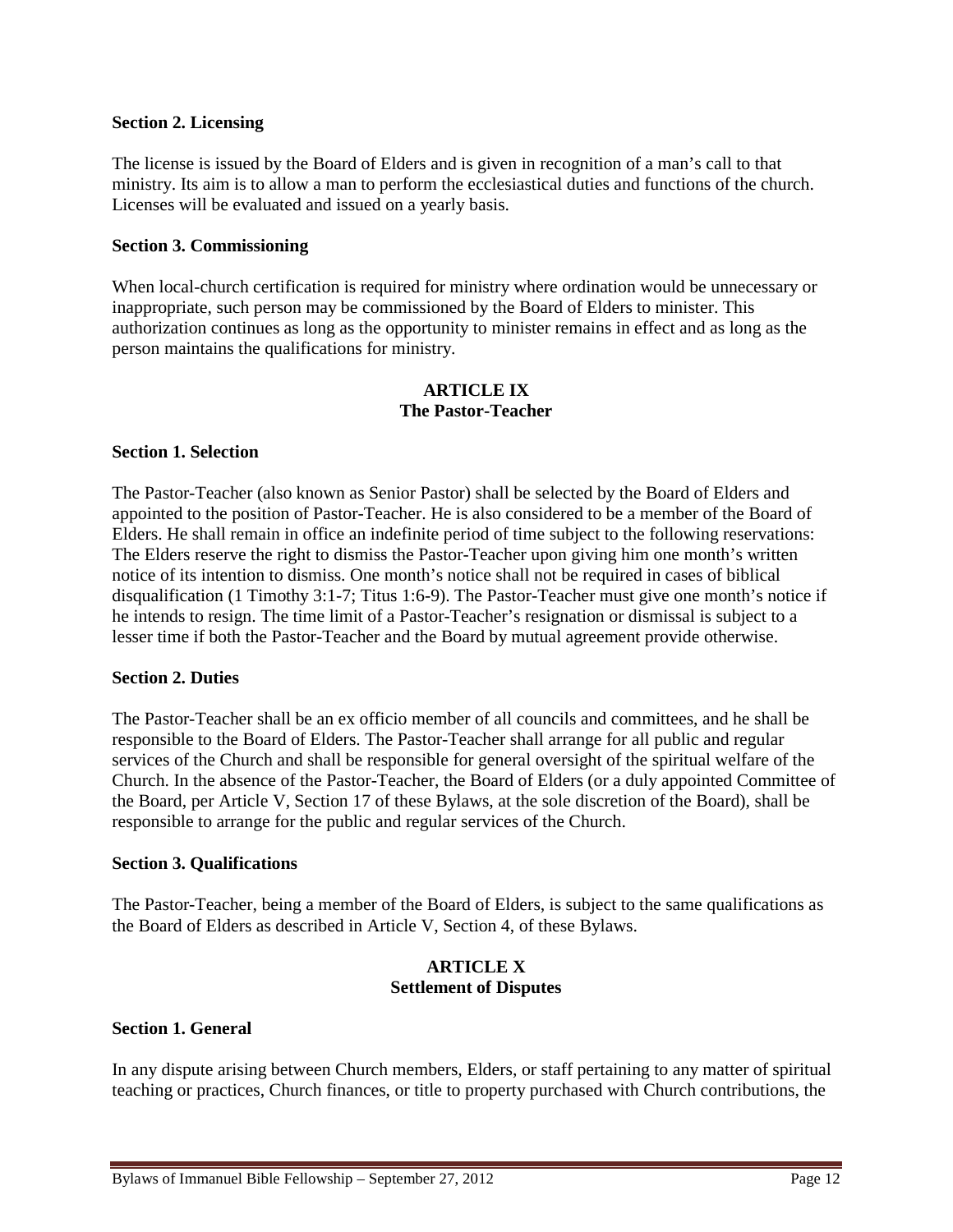**Section 2. Licensing**

The license is issued by the Board of Elders and is given in recognition of a man's call to that ministry. Its aim is to allow a man to perform the ecclesiastical duties and functions of the church. Licenses will be evaluated and issued on a yearly basis.

**Section 3. Commissioning**

When local-church certification is required for ministry where ordination would be unnecessary or inappropriate, such person may be commissioned by the Board of Elders to minister. This authorization continues as long as the opportunity to minister remains in effect and as long as the person maintains the qualifications for ministry.

## ARTICLE IX
## The Pastor-Teacher

**Section 1. Selection**

The Pastor-Teacher (also known as Senior Pastor) shall be selected by the Board of Elders and appointed to the position of Pastor-Teacher. He is also considered to be a member of the Board of Elders. He shall remain in office an indefinite period of time subject to the following reservations: The Elders reserve the right to dismiss the Pastor-Teacher upon giving him one month's written notice of its intention to dismiss. One month's notice shall not be required in cases of biblical disqualification (1 Timothy 3:1-7; Titus 1:6-9). The Pastor-Teacher must give one month's notice if he intends to resign. The time limit of a Pastor-Teacher's resignation or dismissal is subject to a lesser time if both the Pastor-Teacher and the Board by mutual agreement provide otherwise.

**Section 2. Duties**

The Pastor-Teacher shall be an ex officio member of all councils and committees, and he shall be responsible to the Board of Elders. The Pastor-Teacher shall arrange for all public and regular services of the Church and shall be responsible for general oversight of the spiritual welfare of the Church. In the absence of the Pastor-Teacher, the Board of Elders (or a duly appointed Committee of the Board, per Article V, Section 17 of these Bylaws, at the sole discretion of the Board), shall be responsible to arrange for the public and regular services of the Church.

**Section 3. Qualifications**

The Pastor-Teacher, being a member of the Board of Elders, is subject to the same qualifications as the Board of Elders as described in Article V, Section 4, of these Bylaws.

## ARTICLE X
## Settlement of Disputes

**Section 1. General**

In any dispute arising between Church members, Elders, or staff pertaining to any matter of spiritual teaching or practices, Church finances, or title to property purchased with Church contributions, the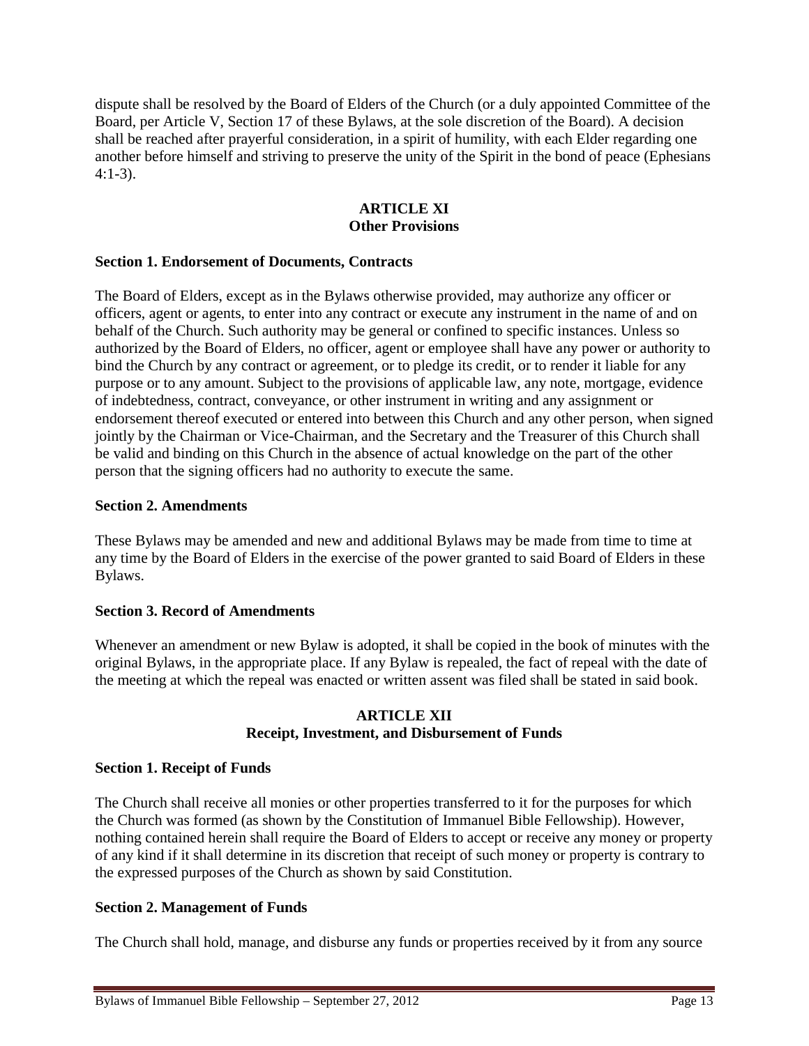dispute shall be resolved by the Board of Elders of the Church (or a duly appointed Committee of the Board, per Article V, Section 17 of these Bylaws, at the sole discretion of the Board). A decision shall be reached after prayerful consideration, in a spirit of humility, with each Elder regarding one another before himself and striving to preserve the unity of the Spirit in the bond of peace (Ephesians 4:1-3).

## ARTICLE XI
## Other Provisions

**Section 1. Endorsement of Documents, Contracts**

The Board of Elders, except as in the Bylaws otherwise provided, may authorize any officer or officers, agent or agents, to enter into any contract or execute any instrument in the name of and on behalf of the Church. Such authority may be general or confined to specific instances. Unless so authorized by the Board of Elders, no officer, agent or employee shall have any power or authority to bind the Church by any contract or agreement, or to pledge its credit, or to render it liable for any purpose or to any amount. Subject to the provisions of applicable law, any note, mortgage, evidence of indebtedness, contract, conveyance, or other instrument in writing and any assignment or endorsement thereof executed or entered into between this Church and any other person, when signed jointly by the Chairman or Vice-Chairman, and the Secretary and the Treasurer of this Church shall be valid and binding on this Church in the absence of actual knowledge on the part of the other person that the signing officers had no authority to execute the same.

**Section 2. Amendments**

These Bylaws may be amended and new and additional Bylaws may be made from time to time at any time by the Board of Elders in the exercise of the power granted to said Board of Elders in these Bylaws.

**Section 3. Record of Amendments**

Whenever an amendment or new Bylaw is adopted, it shall be copied in the book of minutes with the original Bylaws, in the appropriate place. If any Bylaw is repealed, the fact of repeal with the date of the meeting at which the repeal was enacted or written assent was filed shall be stated in said book.

## ARTICLE XII
## Receipt, Investment, and Disbursement of Funds

**Section 1. Receipt of Funds**

The Church shall receive all monies or other properties transferred to it for the purposes for which the Church was formed (as shown by the Constitution of Immanuel Bible Fellowship). However, nothing contained herein shall require the Board of Elders to accept or receive any money or property of any kind if it shall determine in its discretion that receipt of such money or property is contrary to the expressed purposes of the Church as shown by said Constitution.

**Section 2. Management of Funds**

The Church shall hold, manage, and disburse any funds or properties received by it from any source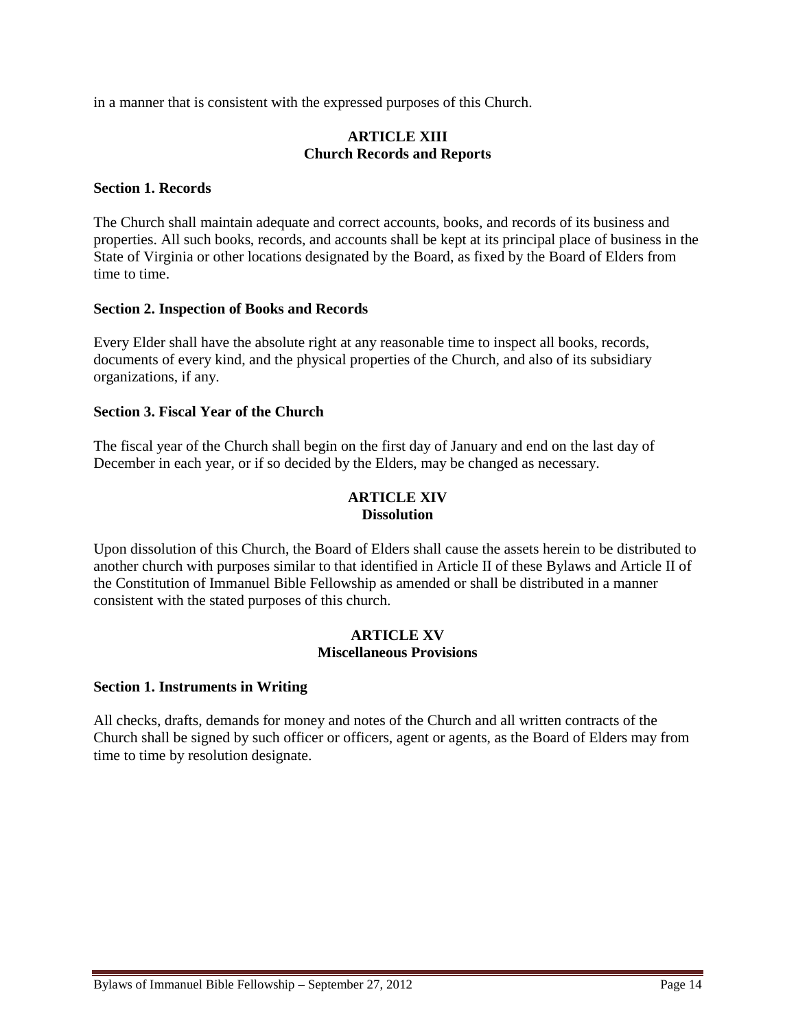in a manner that is consistent with the expressed purposes of this Church.

## ARTICLE XIII
## Church Records and Reports

**Section 1. Records**

The Church shall maintain adequate and correct accounts, books, and records of its business and properties. All such books, records, and accounts shall be kept at its principal place of business in the State of Virginia or other locations designated by the Board, as fixed by the Board of Elders from time to time.

**Section 2. Inspection of Books and Records**

Every Elder shall have the absolute right at any reasonable time to inspect all books, records, documents of every kind, and the physical properties of the Church, and also of its subsidiary organizations, if any.

**Section 3. Fiscal Year of the Church**

The fiscal year of the Church shall begin on the first day of January and end on the last day of December in each year, or if so decided by the Elders, may be changed as necessary.

## ARTICLE XIV
## Dissolution

Upon dissolution of this Church, the Board of Elders shall cause the assets herein to be distributed to another church with purposes similar to that identified in Article II of these Bylaws and Article II of the Constitution of Immanuel Bible Fellowship as amended or shall be distributed in a manner consistent with the stated purposes of this church.

## ARTICLE XV
## Miscellaneous Provisions

**Section 1. Instruments in Writing**

All checks, drafts, demands for money and notes of the Church and all written contracts of the Church shall be signed by such officer or officers, agent or agents, as the Board of Elders may from time to time by resolution designate.